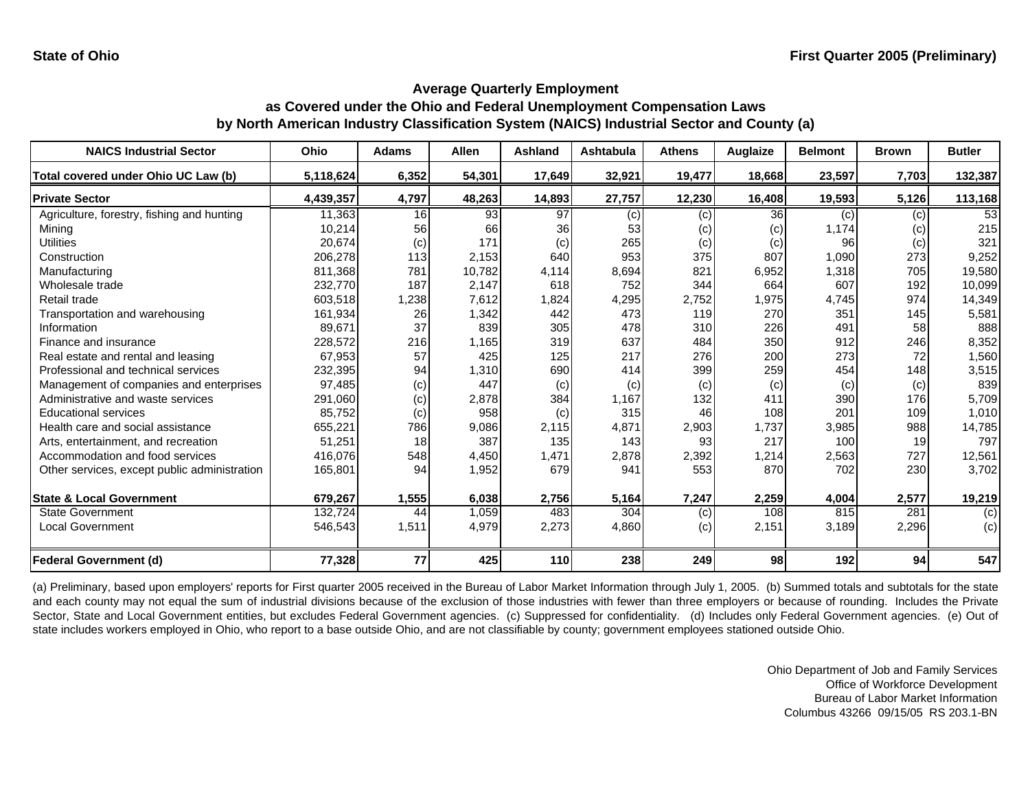State of Ohio

First Quarter 2005 (Preliminary)

## Average Quarterly Employment
## as Covered under the Ohio and Federal Unemployment Compensation Laws
## by North American Industry Classification System (NAICS) Industrial Sector and County (a)

| NAICS Industrial Sector | Ohio | Adams | Allen | Ashland | Ashtabula | Athens | Auglaize | Belmont | Brown | Butler |
|---|---|---|---|---|---|---|---|---|---|---|
| **Total covered under Ohio UC Law (b)** | **5,118,624** | **6,352** | **54,301** | **17,649** | **32,921** | **19,477** | **18,668** | **23,597** | **7,703** | **132,387** |
| **Private Sector** | **4,439,357** | **4,797** | **48,263** | **14,893** | **27,757** | **12,230** | **16,408** | **19,593** | **5,126** | **113,168** |
| Agriculture, forestry, fishing and hunting | 11,363 | 16 | 93 | 97 | (c) | (c) | 36 | (c) | (c) | 53 |
| Mining | 10,214 | 56 | 66 | 36 | 53 | (c) | (c) | 1,174 | (c) | 215 |
| Utilities | 20,674 | (c) | 171 | (c) | 265 | (c) | (c) | 96 | (c) | 321 |
| Construction | 206,278 | 113 | 2,153 | 640 | 953 | 375 | 807 | 1,090 | 273 | 9,252 |
| Manufacturing | 811,368 | 781 | 10,782 | 4,114 | 8,694 | 821 | 6,952 | 1,318 | 705 | 19,580 |
| Wholesale trade | 232,770 | 187 | 2,147 | 618 | 752 | 344 | 664 | 607 | 192 | 10,099 |
| Retail trade | 603,518 | 1,238 | 7,612 | 1,824 | 4,295 | 2,752 | 1,975 | 4,745 | 974 | 14,349 |
| Transportation and warehousing | 161,934 | 26 | 1,342 | 442 | 473 | 119 | 270 | 351 | 145 | 5,581 |
| Information | 89,671 | 37 | 839 | 305 | 478 | 310 | 226 | 491 | 58 | 888 |
| Finance and insurance | 228,572 | 216 | 1,165 | 319 | 637 | 484 | 350 | 912 | 246 | 8,352 |
| Real estate and rental and leasing | 67,953 | 57 | 425 | 125 | 217 | 276 | 200 | 273 | 72 | 1,560 |
| Professional and technical services | 232,395 | 94 | 1,310 | 690 | 414 | 399 | 259 | 454 | 148 | 3,515 |
| Management of companies and enterprises | 97,485 | (c) | 447 | (c) | (c) | (c) | (c) | (c) | (c) | 839 |
| Administrative and waste services | 291,060 | (c) | 2,878 | 384 | 1,167 | 132 | 411 | 390 | 176 | 5,709 |
| Educational services | 85,752 | (c) | 958 | (c) | 315 | 46 | 108 | 201 | 109 | 1,010 |
| Health care and social assistance | 655,221 | 786 | 9,086 | 2,115 | 4,871 | 2,903 | 1,737 | 3,985 | 988 | 14,785 |
| Arts, entertainment, and recreation | 51,251 | 18 | 387 | 135 | 143 | 93 | 217 | 100 | 19 | 797 |
| Accommodation and food services | 416,076 | 548 | 4,450 | 1,471 | 2,878 | 2,392 | 1,214 | 2,563 | 727 | 12,561 |
| Other services, except public administration | 165,801 | 94 | 1,952 | 679 | 941 | 553 | 870 | 702 | 230 | 3,702 |
| **State & Local Government** | **679,267** | **1,555** | **6,038** | **2,756** | **5,164** | **7,247** | **2,259** | **4,004** | **2,577** | **19,219** |
| State Government | 132,724 | 44 | 1,059 | 483 | 304 | (c) | 108 | 815 | 281 | (c) |
| Local Government | 546,543 | 1,511 | 4,979 | 2,273 | 4,860 | (c) | 2,151 | 3,189 | 2,296 | (c) |
| **Federal Government (d)** | **77,328** | **77** | **425** | **110** | **238** | **249** | **98** | **192** | **94** | **547** |

(a) Preliminary, based upon employers' reports for First quarter 2005 received in the Bureau of Labor Market Information through July 1, 2005. (b) Summed totals and subtotals for the state and each county may not equal the sum of industrial divisions because of the exclusion of those industries with fewer than three employers or because of rounding. Includes the Private Sector, State and Local Government entities, but excludes Federal Government agencies. (c) Suppressed for confidentiality. (d) Includes only Federal Government agencies. (e) Out of state includes workers employed in Ohio, who report to a base outside Ohio, and are not classifiable by county; government employees stationed outside Ohio.

Ohio Department of Job and Family Services
Office of Workforce Development
Bureau of Labor Market Information
Columbus 43266 09/15/05 RS 203.1-BN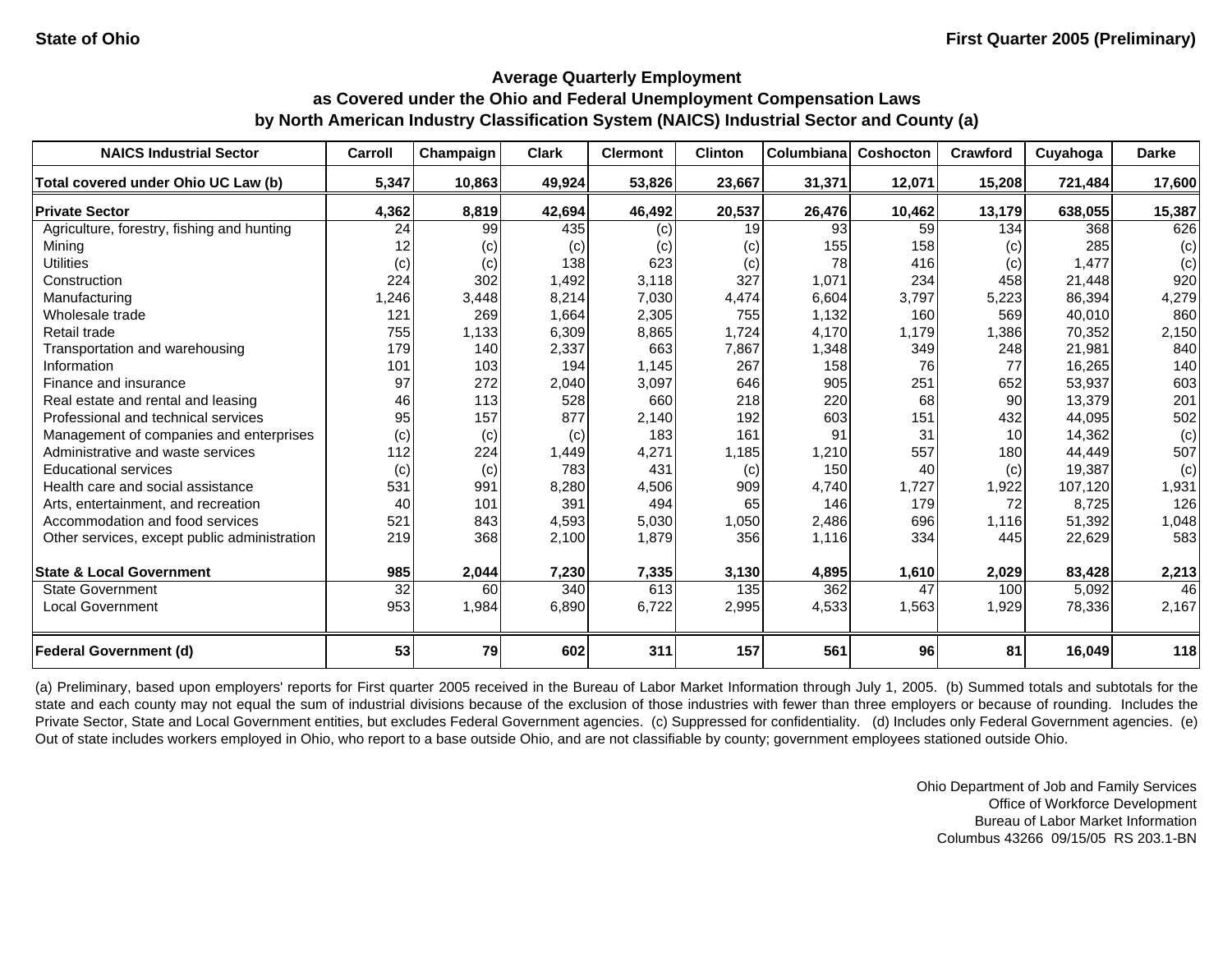State of Ohio

First Quarter 2005 (Preliminary)

## Average Quarterly Employment as Covered under the Ohio and Federal Unemployment Compensation Laws by North American Industry Classification System (NAICS) Industrial Sector and County (a)

| NAICS Industrial Sector | Carroll | Champaign | Clark | Clermont | Clinton | Columbiana | Coshocton | Crawford | Cuyahoga | Darke |
|---|---|---|---|---|---|---|---|---|---|---|
| **Total covered under Ohio UC Law (b)** | **5,347** | **10,863** | **49,924** | **53,826** | **23,667** | **31,371** | **12,071** | **15,208** | **721,484** | **17,600** |
| **Private Sector** | **4,362** | **8,819** | **42,694** | **46,492** | **20,537** | **26,476** | **10,462** | **13,179** | **638,055** | **15,387** |
| Agriculture, forestry, fishing and hunting | 24 | 99 | 435 | (c) | 19 | 93 | 59 | 134 | 368 | 626 |
| Mining | 12 | (c) | (c) | (c) | (c) | 155 | 158 | (c) | 285 | (c) |
| Utilities | (c) | (c) | 138 | 623 | (c) | 78 | 416 | (c) | 1,477 | (c) |
| Construction | 224 | 302 | 1,492 | 3,118 | 327 | 1,071 | 234 | 458 | 21,448 | 920 |
| Manufacturing | 1,246 | 3,448 | 8,214 | 7,030 | 4,474 | 6,604 | 3,797 | 5,223 | 86,394 | 4,279 |
| Wholesale trade | 121 | 269 | 1,664 | 2,305 | 755 | 1,132 | 160 | 569 | 40,010 | 860 |
| Retail trade | 755 | 1,133 | 6,309 | 8,865 | 1,724 | 4,170 | 1,179 | 1,386 | 70,352 | 2,150 |
| Transportation and warehousing | 179 | 140 | 2,337 | 663 | 7,867 | 1,348 | 349 | 248 | 21,981 | 840 |
| Information | 101 | 103 | 194 | 1,145 | 267 | 158 | 76 | 77 | 16,265 | 140 |
| Finance and insurance | 97 | 272 | 2,040 | 3,097 | 646 | 905 | 251 | 652 | 53,937 | 603 |
| Real estate and rental and leasing | 46 | 113 | 528 | 660 | 218 | 220 | 68 | 90 | 13,379 | 201 |
| Professional and technical services | 95 | 157 | 877 | 2,140 | 192 | 603 | 151 | 432 | 44,095 | 502 |
| Management of companies and enterprises | (c) | (c) | (c) | 183 | 161 | 91 | 31 | 10 | 14,362 | (c) |
| Administrative and waste services | 112 | 224 | 1,449 | 4,271 | 1,185 | 1,210 | 557 | 180 | 44,449 | 507 |
| Educational services | (c) | (c) | 783 | 431 | (c) | 150 | 40 | (c) | 19,387 | (c) |
| Health care and social assistance | 531 | 991 | 8,280 | 4,506 | 909 | 4,740 | 1,727 | 1,922 | 107,120 | 1,931 |
| Arts, entertainment, and recreation | 40 | 101 | 391 | 494 | 65 | 146 | 179 | 72 | 8,725 | 126 |
| Accommodation and food services | 521 | 843 | 4,593 | 5,030 | 1,050 | 2,486 | 696 | 1,116 | 51,392 | 1,048 |
| Other services, except public administration | 219 | 368 | 2,100 | 1,879 | 356 | 1,116 | 334 | 445 | 22,629 | 583 |
| **State & Local Government** | **985** | **2,044** | **7,230** | **7,335** | **3,130** | **4,895** | **1,610** | **2,029** | **83,428** | **2,213** |
| State Government | 32 | 60 | 340 | 613 | 135 | 362 | 47 | 100 | 5,092 | 46 |
| Local Government | 953 | 1,984 | 6,890 | 6,722 | 2,995 | 4,533 | 1,563 | 1,929 | 78,336 | 2,167 |
| **Federal Government (d)** | **53** | **79** | **602** | **311** | **157** | **561** | **96** | **81** | **16,049** | **118** |

(a) Preliminary, based upon employers' reports for First quarter 2005 received in the Bureau of Labor Market Information through July 1, 2005. (b) Summed totals and subtotals for the state and each county may not equal the sum of industrial divisions because of the exclusion of those industries with fewer than three employers or because of rounding. Includes the Private Sector, State and Local Government entities, but excludes Federal Government agencies. (c) Suppressed for confidentiality. (d) Includes only Federal Government agencies. (e) Out of state includes workers employed in Ohio, who report to a base outside Ohio, and are not classifiable by county; government employees stationed outside Ohio.

Ohio Department of Job and Family Services
Office of Workforce Development
Bureau of Labor Market Information
Columbus 43266 09/15/05 RS 203.1-BN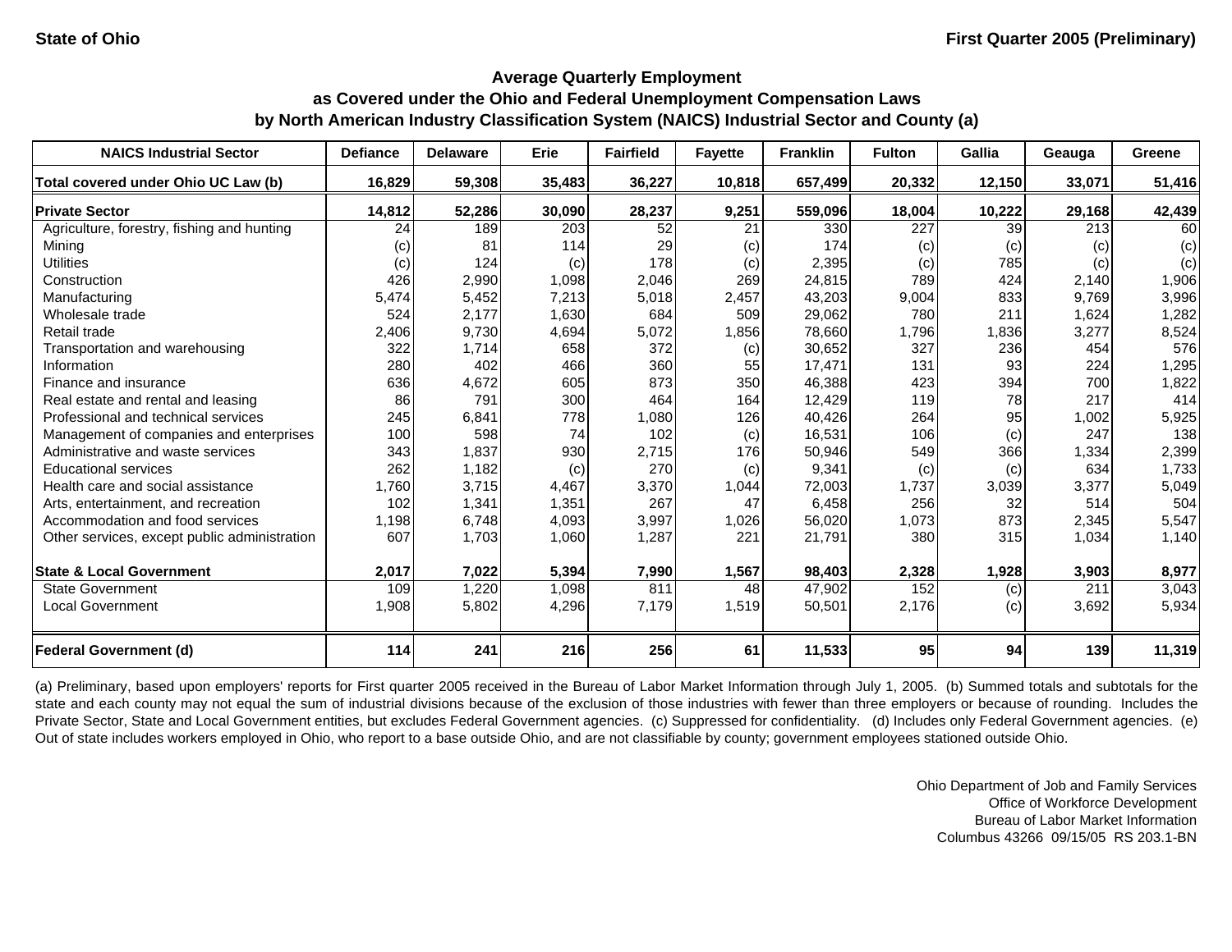State of Ohio | First Quarter 2005 (Preliminary)

## Average Quarterly Employment as Covered under the Ohio and Federal Unemployment Compensation Laws by North American Industry Classification System (NAICS) Industrial Sector and County (a)

| NAICS Industrial Sector | Defiance | Delaware | Erie | Fairfield | Fayette | Franklin | Fulton | Gallia | Geauga | Greene |
|---|---|---|---|---|---|---|---|---|---|---|
| **Total covered under Ohio UC Law (b)** | **16,829** | **59,308** | **35,483** | **36,227** | **10,818** | **657,499** | **20,332** | **12,150** | **33,071** | **51,416** |
| **Private Sector** | **14,812** | **52,286** | **30,090** | **28,237** | **9,251** | **559,096** | **18,004** | **10,222** | **29,168** | **42,439** |
| Agriculture, forestry, fishing and hunting | 24 | 189 | 203 | 52 | 21 | 330 | 227 | 39 | 213 | 60 |
| Mining | (c) | 81 | 114 | 29 | (c) | 174 | (c) | (c) | (c) | (c) |
| Utilities | (c) | 124 | (c) | 178 | (c) | 2,395 | (c) | 785 | (c) | (c) |
| Construction | 426 | 2,990 | 1,098 | 2,046 | 269 | 24,815 | 789 | 424 | 2,140 | 1,906 |
| Manufacturing | 5,474 | 5,452 | 7,213 | 5,018 | 2,457 | 43,203 | 9,004 | 833 | 9,769 | 3,996 |
| Wholesale trade | 524 | 2,177 | 1,630 | 684 | 509 | 29,062 | 780 | 211 | 1,624 | 1,282 |
| Retail trade | 2,406 | 9,730 | 4,694 | 5,072 | 1,856 | 78,660 | 1,796 | 1,836 | 3,277 | 8,524 |
| Transportation and warehousing | 322 | 1,714 | 658 | 372 | (c) | 30,652 | 327 | 236 | 454 | 576 |
| Information | 280 | 402 | 466 | 360 | 55 | 17,471 | 131 | 93 | 224 | 1,295 |
| Finance and insurance | 636 | 4,672 | 605 | 873 | 350 | 46,388 | 423 | 394 | 700 | 1,822 |
| Real estate and rental and leasing | 86 | 791 | 300 | 464 | 164 | 12,429 | 119 | 78 | 217 | 414 |
| Professional and technical services | 245 | 6,841 | 778 | 1,080 | 126 | 40,426 | 264 | 95 | 1,002 | 5,925 |
| Management of companies and enterprises | 100 | 598 | 74 | 102 | (c) | 16,531 | 106 | (c) | 247 | 138 |
| Administrative and waste services | 343 | 1,837 | 930 | 2,715 | 176 | 50,946 | 549 | 366 | 1,334 | 2,399 |
| Educational services | 262 | 1,182 | (c) | 270 | (c) | 9,341 | (c) | (c) | 634 | 1,733 |
| Health care and social assistance | 1,760 | 3,715 | 4,467 | 3,370 | 1,044 | 72,003 | 1,737 | 3,039 | 3,377 | 5,049 |
| Arts, entertainment, and recreation | 102 | 1,341 | 1,351 | 267 | 47 | 6,458 | 256 | 32 | 514 | 504 |
| Accommodation and food services | 1,198 | 6,748 | 4,093 | 3,997 | 1,026 | 56,020 | 1,073 | 873 | 2,345 | 5,547 |
| Other services, except public administration | 607 | 1,703 | 1,060 | 1,287 | 221 | 21,791 | 380 | 315 | 1,034 | 1,140 |
| **State & Local Government** | **2,017** | **7,022** | **5,394** | **7,990** | **1,567** | **98,403** | **2,328** | **1,928** | **3,903** | **8,977** |
| State Government | 109 | 1,220 | 1,098 | 811 | 48 | 47,902 | 152 | (c) | 211 | 3,043 |
| Local Government | 1,908 | 5,802 | 4,296 | 7,179 | 1,519 | 50,501 | 2,176 | (c) | 3,692 | 5,934 |
| **Federal Government (d)** | **114** | **241** | **216** | **256** | **61** | **11,533** | **95** | **94** | **139** | **11,319** |

(a) Preliminary, based upon employers' reports for First quarter 2005 received in the Bureau of Labor Market Information through July 1, 2005. (b) Summed totals and subtotals for the state and each county may not equal the sum of industrial divisions because of the exclusion of those industries with fewer than three employers or because of rounding. Includes the Private Sector, State and Local Government entities, but excludes Federal Government agencies. (c) Suppressed for confidentiality. (d) Includes only Federal Government agencies. (e) Out of state includes workers employed in Ohio, who report to a base outside Ohio, and are not classifiable by county; government employees stationed outside Ohio.

Ohio Department of Job and Family Services
Office of Workforce Development
Bureau of Labor Market Information
Columbus 43266 09/15/05 RS 203.1-BN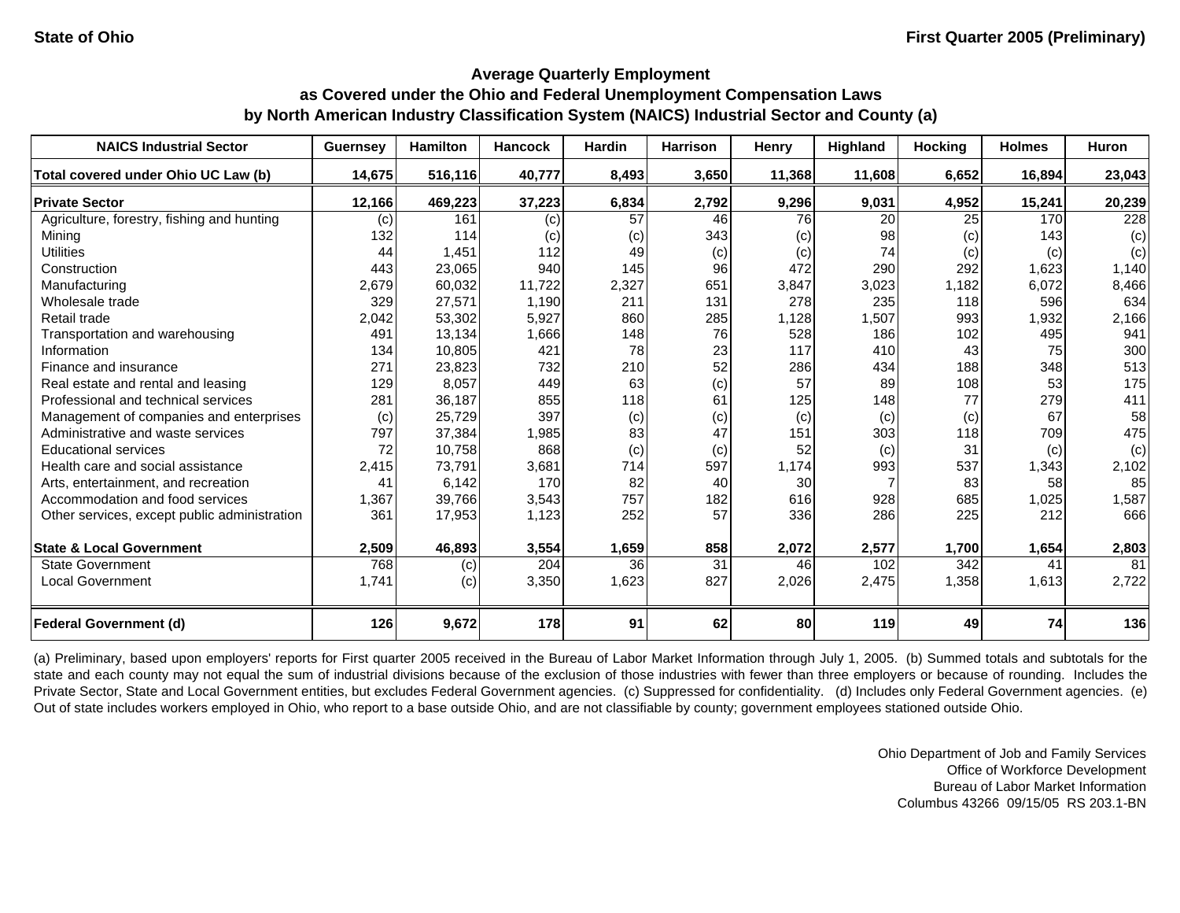State of Ohio

First Quarter 2005 (Preliminary)

### Average Quarterly Employment as Covered under the Ohio and Federal Unemployment Compensation Laws by North American Industry Classification System (NAICS) Industrial Sector and County (a)

| NAICS Industrial Sector | Guernsey | Hamilton | Hancock | Hardin | Harrison | Henry | Highland | Hocking | Holmes | Huron |
|---|---|---|---|---|---|---|---|---|---|---|
| **Total covered under Ohio UC Law (b)** | **14,675** | **516,116** | **40,777** | **8,493** | **3,650** | **11,368** | **11,608** | **6,652** | **16,894** | **23,043** |
| **Private Sector** | **12,166** | **469,223** | **37,223** | **6,834** | **2,792** | **9,296** | **9,031** | **4,952** | **15,241** | **20,239** |
| Agriculture, forestry, fishing and hunting | (c) | 161 | (c) | 57 | 46 | 76 | 20 | 25 | 170 | 228 |
| Mining | 132 | 114 | (c) | (c) | 343 | (c) | 98 | (c) | 143 | (c) |
| Utilities | 44 | 1,451 | 112 | 49 | (c) | (c) | 74 | (c) | (c) | (c) |
| Construction | 443 | 23,065 | 940 | 145 | 96 | 472 | 290 | 292 | 1,623 | 1,140 |
| Manufacturing | 2,679 | 60,032 | 11,722 | 2,327 | 651 | 3,847 | 3,023 | 1,182 | 6,072 | 8,466 |
| Wholesale trade | 329 | 27,571 | 1,190 | 211 | 131 | 278 | 235 | 118 | 596 | 634 |
| Retail trade | 2,042 | 53,302 | 5,927 | 860 | 285 | 1,128 | 1,507 | 993 | 1,932 | 2,166 |
| Transportation and warehousing | 491 | 13,134 | 1,666 | 148 | 76 | 528 | 186 | 102 | 495 | 941 |
| Information | 134 | 10,805 | 421 | 78 | 23 | 117 | 410 | 43 | 75 | 300 |
| Finance and insurance | 271 | 23,823 | 732 | 210 | 52 | 286 | 434 | 188 | 348 | 513 |
| Real estate and rental and leasing | 129 | 8,057 | 449 | 63 | (c) | 57 | 89 | 108 | 53 | 175 |
| Professional and technical services | 281 | 36,187 | 855 | 118 | 61 | 125 | 148 | 77 | 279 | 411 |
| Management of companies and enterprises | (c) | 25,729 | 397 | (c) | (c) | (c) | (c) | (c) | 67 | 58 |
| Administrative and waste services | 797 | 37,384 | 1,985 | 83 | 47 | 151 | 303 | 118 | 709 | 475 |
| Educational services | 72 | 10,758 | 868 | (c) | (c) | 52 | (c) | 31 | (c) | (c) |
| Health care and social assistance | 2,415 | 73,791 | 3,681 | 714 | 597 | 1,174 | 993 | 537 | 1,343 | 2,102 |
| Arts, entertainment, and recreation | 41 | 6,142 | 170 | 82 | 40 | 30 | 7 | 83 | 58 | 85 |
| Accommodation and food services | 1,367 | 39,766 | 3,543 | 757 | 182 | 616 | 928 | 685 | 1,025 | 1,587 |
| Other services, except public administration | 361 | 17,953 | 1,123 | 252 | 57 | 336 | 286 | 225 | 212 | 666 |
| **State & Local Government** | **2,509** | **46,893** | **3,554** | **1,659** | **858** | **2,072** | **2,577** | **1,700** | **1,654** | **2,803** |
| State Government | 768 | (c) | 204 | 36 | 31 | 46 | 102 | 342 | 41 | 81 |
| Local Government | 1,741 | (c) | 3,350 | 1,623 | 827 | 2,026 | 2,475 | 1,358 | 1,613 | 2,722 |
| **Federal Government (d)** | **126** | **9,672** | **178** | **91** | **62** | **80** | **119** | **49** | **74** | **136** |

(a) Preliminary, based upon employers' reports for First quarter 2005 received in the Bureau of Labor Market Information through July 1, 2005. (b) Summed totals and subtotals for the state and each county may not equal the sum of industrial divisions because of the exclusion of those industries with fewer than three employers or because of rounding. Includes the Private Sector, State and Local Government entities, but excludes Federal Government agencies. (c) Suppressed for confidentiality. (d) Includes only Federal Government agencies. (e) Out of state includes workers employed in Ohio, who report to a base outside Ohio, and are not classifiable by county; government employees stationed outside Ohio.

Ohio Department of Job and Family Services
Office of Workforce Development
Bureau of Labor Market Information
Columbus 43266 09/15/05 RS 203.1-BN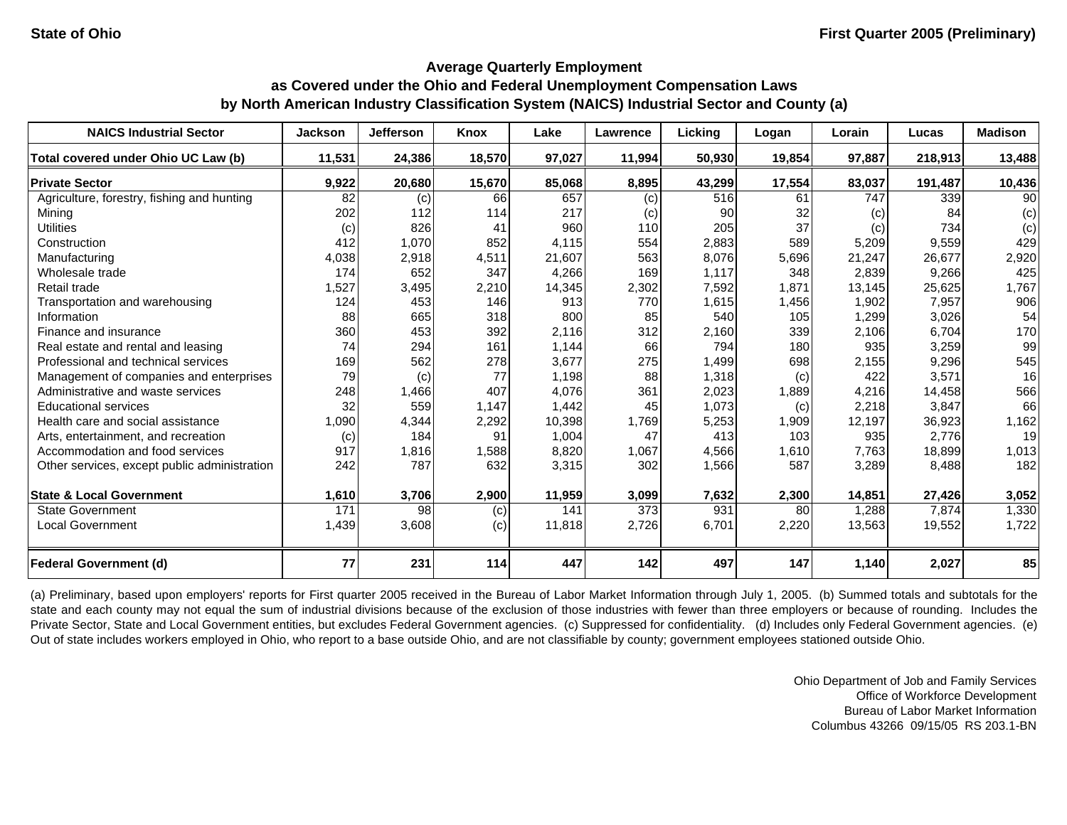**State of Ohio** **First Quarter 2005 (Preliminary)**

## Average Quarterly Employment
## as Covered under the Ohio and Federal Unemployment Compensation Laws
## by North American Industry Classification System (NAICS) Industrial Sector and County (a)

| NAICS Industrial Sector | Jackson | Jefferson | Knox | Lake | Lawrence | Licking | Logan | Lorain | Lucas | Madison |
|---|---|---|---|---|---|---|---|---|---|---|
| **Total covered under Ohio UC Law (b)** | **11,531** | **24,386** | **18,570** | **97,027** | **11,994** | **50,930** | **19,854** | **97,887** | **218,913** | **13,488** |
| **Private Sector** | **9,922** | **20,680** | **15,670** | **85,068** | **8,895** | **43,299** | **17,554** | **83,037** | **191,487** | **10,436** |
| Agriculture, forestry, fishing and hunting | 82 | (c) | 66 | 657 | (c) | 516 | 61 | 747 | 339 | 90 |
| Mining | 202 | 112 | 114 | 217 | (c) | 90 | 32 | (c) | 84 | (c) |
| Utilities | (c) | 826 | 41 | 960 | 110 | 205 | 37 | (c) | 734 | (c) |
| Construction | 412 | 1,070 | 852 | 4,115 | 554 | 2,883 | 589 | 5,209 | 9,559 | 429 |
| Manufacturing | 4,038 | 2,918 | 4,511 | 21,607 | 563 | 8,076 | 5,696 | 21,247 | 26,677 | 2,920 |
| Wholesale trade | 174 | 652 | 347 | 4,266 | 169 | 1,117 | 348 | 2,839 | 9,266 | 425 |
| Retail trade | 1,527 | 3,495 | 2,210 | 14,345 | 2,302 | 7,592 | 1,871 | 13,145 | 25,625 | 1,767 |
| Transportation and warehousing | 124 | 453 | 146 | 913 | 770 | 1,615 | 1,456 | 1,902 | 7,957 | 906 |
| Information | 88 | 665 | 318 | 800 | 85 | 540 | 105 | 1,299 | 3,026 | 54 |
| Finance and insurance | 360 | 453 | 392 | 2,116 | 312 | 2,160 | 339 | 2,106 | 6,704 | 170 |
| Real estate and rental and leasing | 74 | 294 | 161 | 1,144 | 66 | 794 | 180 | 935 | 3,259 | 99 |
| Professional and technical services | 169 | 562 | 278 | 3,677 | 275 | 1,499 | 698 | 2,155 | 9,296 | 545 |
| Management of companies and enterprises | 79 | (c) | 77 | 1,198 | 88 | 1,318 | (c) | 422 | 3,571 | 16 |
| Administrative and waste services | 248 | 1,466 | 407 | 4,076 | 361 | 2,023 | 1,889 | 4,216 | 14,458 | 566 |
| Educational services | 32 | 559 | 1,147 | 1,442 | 45 | 1,073 | (c) | 2,218 | 3,847 | 66 |
| Health care and social assistance | 1,090 | 4,344 | 2,292 | 10,398 | 1,769 | 5,253 | 1,909 | 12,197 | 36,923 | 1,162 |
| Arts, entertainment, and recreation | (c) | 184 | 91 | 1,004 | 47 | 413 | 103 | 935 | 2,776 | 19 |
| Accommodation and food services | 917 | 1,816 | 1,588 | 8,820 | 1,067 | 4,566 | 1,610 | 7,763 | 18,899 | 1,013 |
| Other services, except public administration | 242 | 787 | 632 | 3,315 | 302 | 1,566 | 587 | 3,289 | 8,488 | 182 |
| **State & Local Government** | **1,610** | **3,706** | **2,900** | **11,959** | **3,099** | **7,632** | **2,300** | **14,851** | **27,426** | **3,052** |
| State Government | 171 | 98 | (c) | 141 | 373 | 931 | 80 | 1,288 | 7,874 | 1,330 |
| Local Government | 1,439 | 3,608 | (c) | 11,818 | 2,726 | 6,701 | 2,220 | 13,563 | 19,552 | 1,722 |
| **Federal Government (d)** | **77** | **231** | **114** | **447** | **142** | **497** | **147** | **1,140** | **2,027** | **85** |

(a) Preliminary, based upon employers' reports for First quarter 2005 received in the Bureau of Labor Market Information through July 1, 2005. (b) Summed totals and subtotals for the state and each county may not equal the sum of industrial divisions because of the exclusion of those industries with fewer than three employers or because of rounding. Includes the Private Sector, State and Local Government entities, but excludes Federal Government agencies. (c) Suppressed for confidentiality. (d) Includes only Federal Government agencies. (e) Out of state includes workers employed in Ohio, who report to a base outside Ohio, and are not classifiable by county; government employees stationed outside Ohio.

Ohio Department of Job and Family Services
Office of Workforce Development
Bureau of Labor Market Information
Columbus 43266 09/15/05 RS 203.1-BN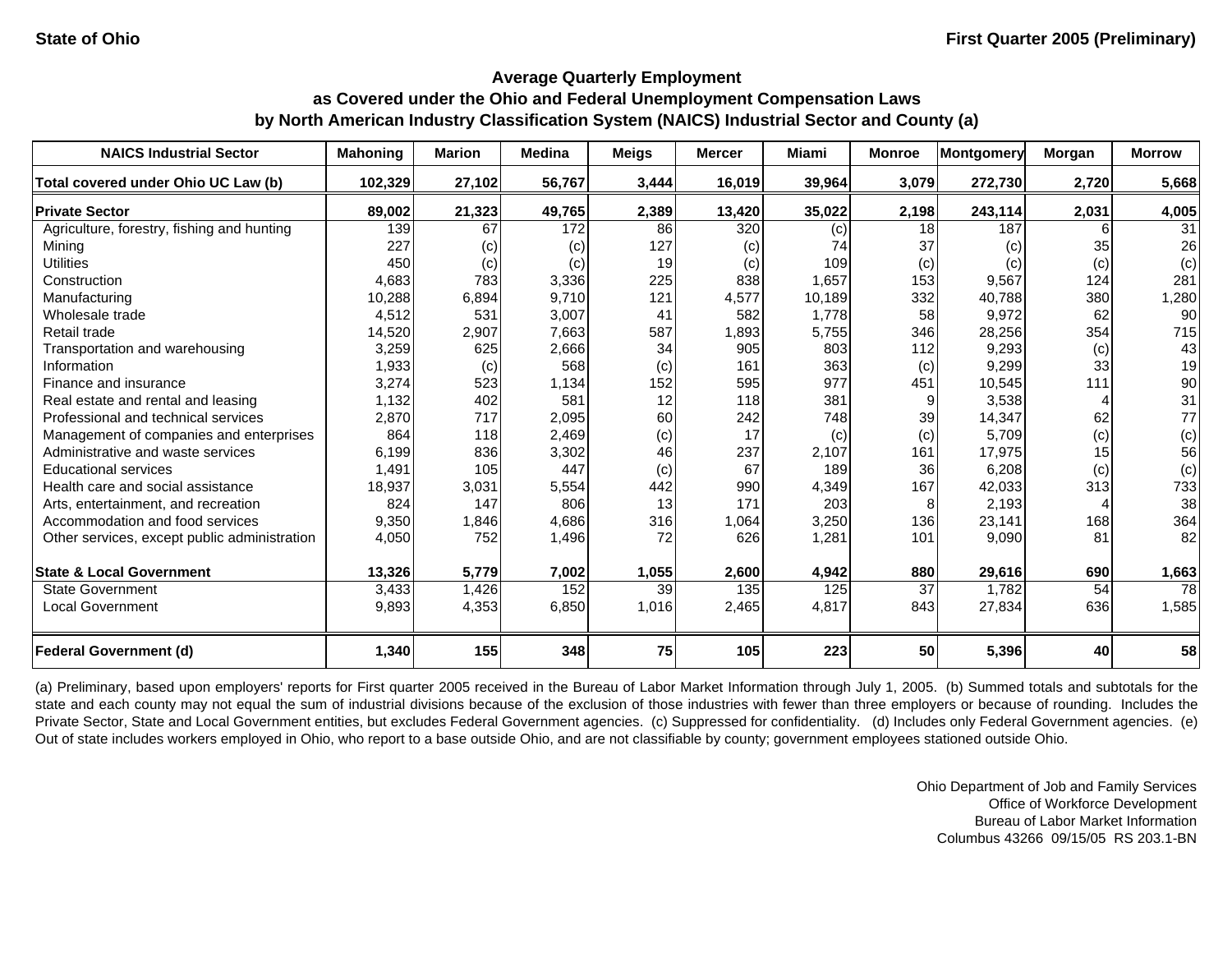State of Ohio | First Quarter 2005 (Preliminary)

## Average Quarterly Employment as Covered under the Ohio and Federal Unemployment Compensation Laws by North American Industry Classification System (NAICS) Industrial Sector and County (a)

| NAICS Industrial Sector | Mahoning | Marion | Medina | Meigs | Mercer | Miami | Monroe | Montgomery | Morgan | Morrow |
|---|---|---|---|---|---|---|---|---|---|---|
| **Total covered under Ohio UC Law (b)** | **102,329** | **27,102** | **56,767** | **3,444** | **16,019** | **39,964** | **3,079** | **272,730** | **2,720** | **5,668** |
| **Private Sector** | **89,002** | **21,323** | **49,765** | **2,389** | **13,420** | **35,022** | **2,198** | **243,114** | **2,031** | **4,005** |
| Agriculture, forestry, fishing and hunting | 139 | 67 | 172 | 86 | 320 | (c) | 18 | 187 | 6 | 31 |
| Mining | 227 | (c) | (c) | 127 | (c) | 74 | 37 | (c) | 35 | 26 |
| Utilities | 450 | (c) | (c) | 19 | (c) | 109 | (c) | (c) | (c) | (c) |
| Construction | 4,683 | 783 | 3,336 | 225 | 838 | 1,657 | 153 | 9,567 | 124 | 281 |
| Manufacturing | 10,288 | 6,894 | 9,710 | 121 | 4,577 | 10,189 | 332 | 40,788 | 380 | 1,280 |
| Wholesale trade | 4,512 | 531 | 3,007 | 41 | 582 | 1,778 | 58 | 9,972 | 62 | 90 |
| Retail trade | 14,520 | 2,907 | 7,663 | 587 | 1,893 | 5,755 | 346 | 28,256 | 354 | 715 |
| Transportation and warehousing | 3,259 | 625 | 2,666 | 34 | 905 | 803 | 112 | 9,293 | (c) | 43 |
| Information | 1,933 | (c) | 568 | (c) | 161 | 363 | (c) | 9,299 | 33 | 19 |
| Finance and insurance | 3,274 | 523 | 1,134 | 152 | 595 | 977 | 451 | 10,545 | 111 | 90 |
| Real estate and rental and leasing | 1,132 | 402 | 581 | 12 | 118 | 381 | 9 | 3,538 | 4 | 31 |
| Professional and technical services | 2,870 | 717 | 2,095 | 60 | 242 | 748 | 39 | 14,347 | 62 | 77 |
| Management of companies and enterprises | 864 | 118 | 2,469 | (c) | 17 | (c) | (c) | 5,709 | (c) | (c) |
| Administrative and waste services | 6,199 | 836 | 3,302 | 46 | 237 | 2,107 | 161 | 17,975 | 15 | 56 |
| Educational services | 1,491 | 105 | 447 | (c) | 67 | 189 | 36 | 6,208 | (c) | (c) |
| Health care and social assistance | 18,937 | 3,031 | 5,554 | 442 | 990 | 4,349 | 167 | 42,033 | 313 | 733 |
| Arts, entertainment, and recreation | 824 | 147 | 806 | 13 | 171 | 203 | 8 | 2,193 | 4 | 38 |
| Accommodation and food services | 9,350 | 1,846 | 4,686 | 316 | 1,064 | 3,250 | 136 | 23,141 | 168 | 364 |
| Other services, except public administration | 4,050 | 752 | 1,496 | 72 | 626 | 1,281 | 101 | 9,090 | 81 | 82 |
| **State & Local Government** | **13,326** | **5,779** | **7,002** | **1,055** | **2,600** | **4,942** | **880** | **29,616** | **690** | **1,663** |
| State Government | 3,433 | 1,426 | 152 | 39 | 135 | 125 | 37 | 1,782 | 54 | 78 |
| Local Government | 9,893 | 4,353 | 6,850 | 1,016 | 2,465 | 4,817 | 843 | 27,834 | 636 | 1,585 |
| **Federal Government (d)** | **1,340** | **155** | **348** | **75** | **105** | **223** | **50** | **5,396** | **40** | **58** |

(a) Preliminary, based upon employers' reports for First quarter 2005 received in the Bureau of Labor Market Information through July 1, 2005. (b) Summed totals and subtotals for the state and each county may not equal the sum of industrial divisions because of the exclusion of those industries with fewer than three employers or because of rounding. Includes the Private Sector, State and Local Government entities, but excludes Federal Government agencies. (c) Suppressed for confidentiality. (d) Includes only Federal Government agencies. (e) Out of state includes workers employed in Ohio, who report to a base outside Ohio, and are not classifiable by county; government employees stationed outside Ohio.

Ohio Department of Job and Family Services
Office of Workforce Development
Bureau of Labor Market Information
Columbus 43266 09/15/05 RS 203.1-BN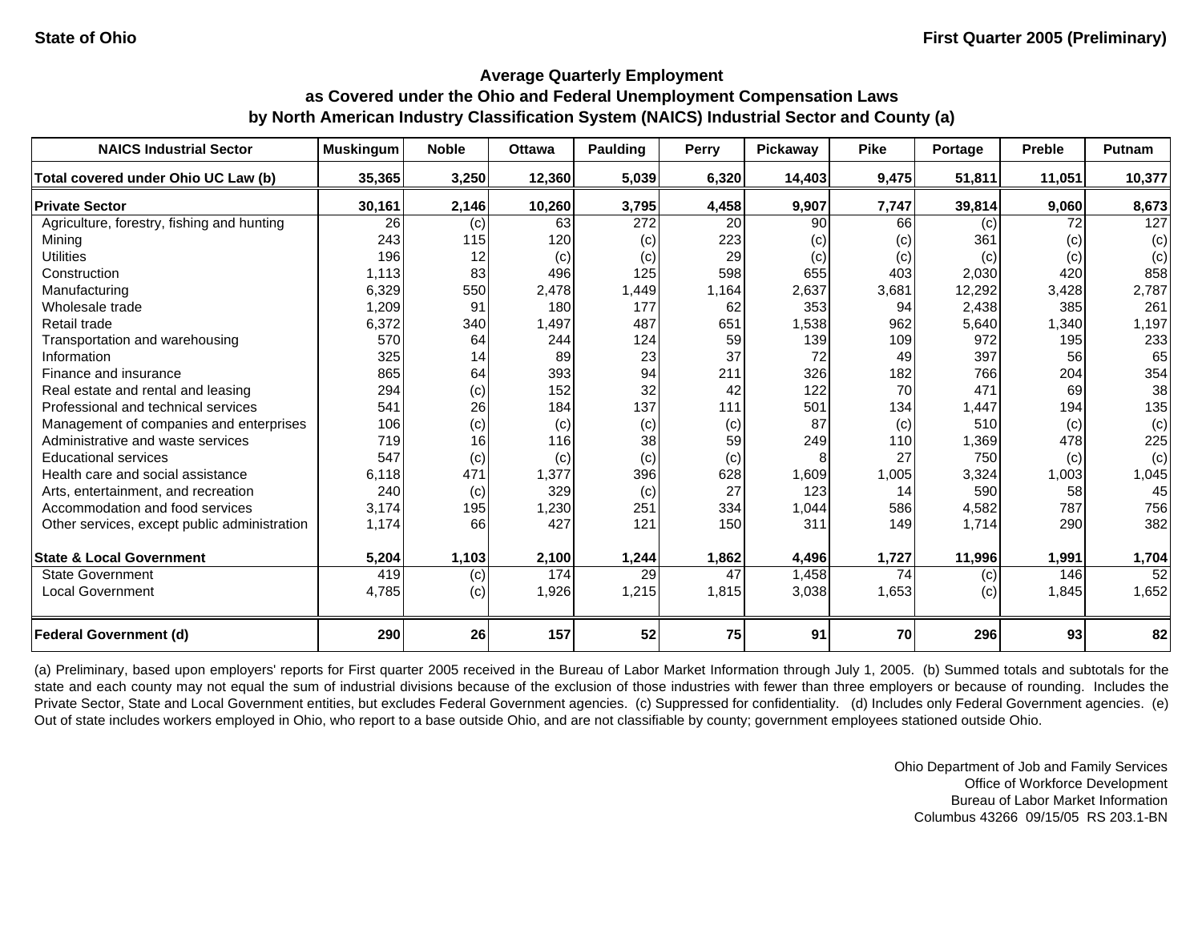State of Ohio — First Quarter 2005 (Preliminary)

## Average Quarterly Employment
## as Covered under the Ohio and Federal Unemployment Compensation Laws
## by North American Industry Classification System (NAICS) Industrial Sector and County (a)

| NAICS Industrial Sector | Muskingum | Noble | Ottawa | Paulding | Perry | Pickaway | Pike | Portage | Preble | Putnam |
|---|---|---|---|---|---|---|---|---|---|---|
| **Total covered under Ohio UC Law (b)** | **35,365** | **3,250** | **12,360** | **5,039** | **6,320** | **14,403** | **9,475** | **51,811** | **11,051** | **10,377** |
| **Private Sector** | **30,161** | **2,146** | **10,260** | **3,795** | **4,458** | **9,907** | **7,747** | **39,814** | **9,060** | **8,673** |
| Agriculture, forestry, fishing and hunting | 26 | (c) | 63 | 272 | 20 | 90 | 66 | (c) | 72 | 127 |
| Mining | 243 | 115 | 120 | (c) | 223 | (c) | (c) | 361 | (c) | (c) |
| Utilities | 196 | 12 | (c) | (c) | 29 | (c) | (c) | (c) | (c) | (c) |
| Construction | 1,113 | 83 | 496 | 125 | 598 | 655 | 403 | 2,030 | 420 | 858 |
| Manufacturing | 6,329 | 550 | 2,478 | 1,449 | 1,164 | 2,637 | 3,681 | 12,292 | 3,428 | 2,787 |
| Wholesale trade | 1,209 | 91 | 180 | 177 | 62 | 353 | 94 | 2,438 | 385 | 261 |
| Retail trade | 6,372 | 340 | 1,497 | 487 | 651 | 1,538 | 962 | 5,640 | 1,340 | 1,197 |
| Transportation and warehousing | 570 | 64 | 244 | 124 | 59 | 139 | 109 | 972 | 195 | 233 |
| Information | 325 | 14 | 89 | 23 | 37 | 72 | 49 | 397 | 56 | 65 |
| Finance and insurance | 865 | 64 | 393 | 94 | 211 | 326 | 182 | 766 | 204 | 354 |
| Real estate and rental and leasing | 294 | (c) | 152 | 32 | 42 | 122 | 70 | 471 | 69 | 38 |
| Professional and technical services | 541 | 26 | 184 | 137 | 111 | 501 | 134 | 1,447 | 194 | 135 |
| Management of companies and enterprises | 106 | (c) | (c) | (c) | (c) | 87 | (c) | 510 | (c) | (c) |
| Administrative and waste services | 719 | 16 | 116 | 38 | 59 | 249 | 110 | 1,369 | 478 | 225 |
| Educational services | 547 | (c) | (c) | (c) | (c) | 8 | 27 | 750 | (c) | (c) |
| Health care and social assistance | 6,118 | 471 | 1,377 | 396 | 628 | 1,609 | 1,005 | 3,324 | 1,003 | 1,045 |
| Arts, entertainment, and recreation | 240 | (c) | 329 | (c) | 27 | 123 | 14 | 590 | 58 | 45 |
| Accommodation and food services | 3,174 | 195 | 1,230 | 251 | 334 | 1,044 | 586 | 4,582 | 787 | 756 |
| Other services, except public administration | 1,174 | 66 | 427 | 121 | 150 | 311 | 149 | 1,714 | 290 | 382 |
| **State & Local Government** | **5,204** | **1,103** | **2,100** | **1,244** | **1,862** | **4,496** | **1,727** | **11,996** | **1,991** | **1,704** |
| State Government | 419 | (c) | 174 | 29 | 47 | 1,458 | 74 | (c) | 146 | 52 |
| Local Government | 4,785 | (c) | 1,926 | 1,215 | 1,815 | 3,038 | 1,653 | (c) | 1,845 | 1,652 |
| **Federal Government (d)** | **290** | **26** | **157** | **52** | **75** | **91** | **70** | **296** | **93** | **82** |

(a) Preliminary, based upon employers' reports for First quarter 2005 received in the Bureau of Labor Market Information through July 1, 2005. (b) Summed totals and subtotals for the state and each county may not equal the sum of industrial divisions because of the exclusion of those industries with fewer than three employers or because of rounding. Includes the Private Sector, State and Local Government entities, but excludes Federal Government agencies. (c) Suppressed for confidentiality. (d) Includes only Federal Government agencies. (e) Out of state includes workers employed in Ohio, who report to a base outside Ohio, and are not classifiable by county; government employees stationed outside Ohio.

Ohio Department of Job and Family Services
Office of Workforce Development
Bureau of Labor Market Information
Columbus 43266 09/15/05 RS 203.1-BN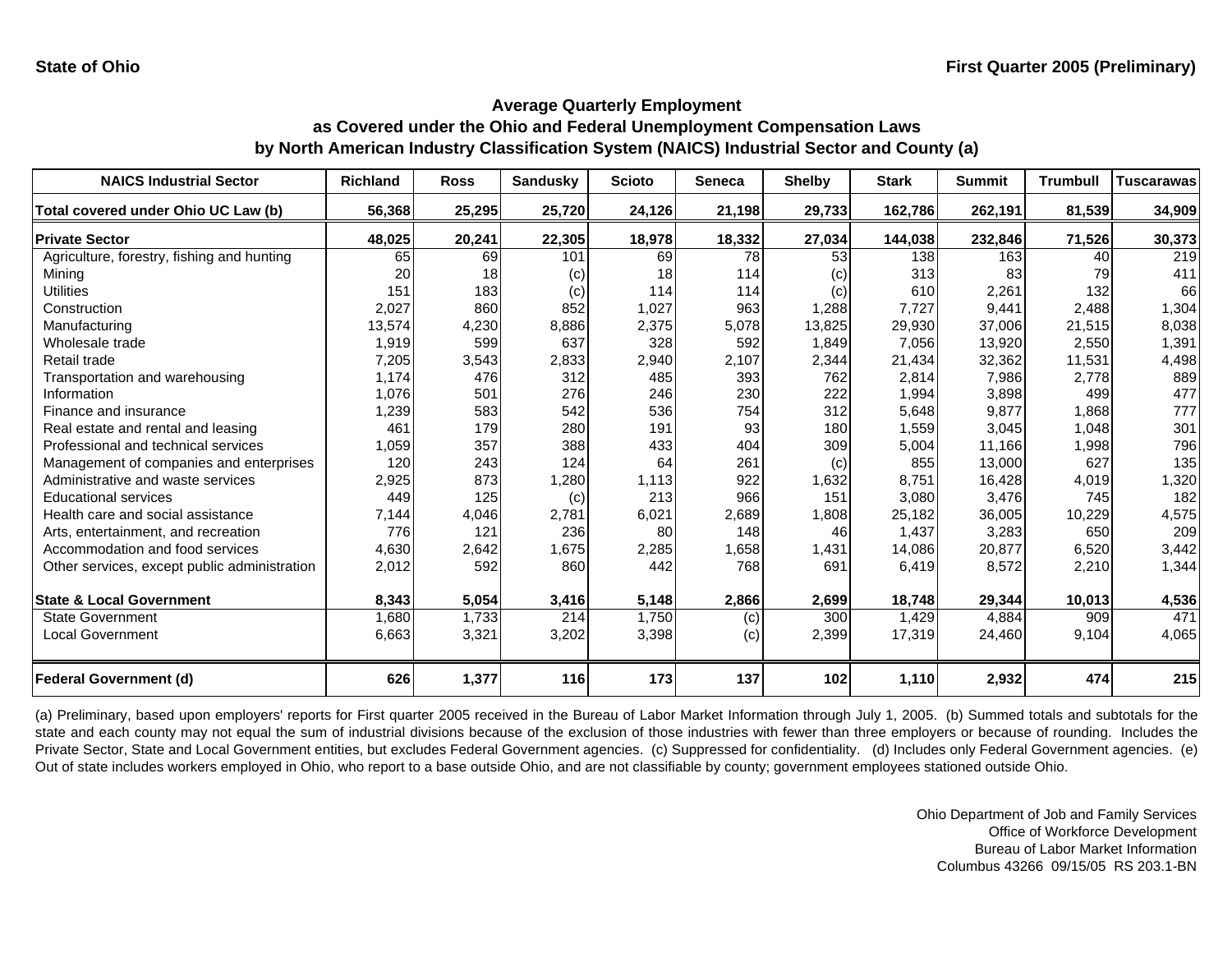State of Ohio

First Quarter 2005 (Preliminary)

## Average Quarterly Employment
## as Covered under the Ohio and Federal Unemployment Compensation Laws
## by North American Industry Classification System (NAICS) Industrial Sector and County (a)

| NAICS Industrial Sector | Richland | Ross | Sandusky | Scioto | Seneca | Shelby | Stark | Summit | Trumbull | Tuscarawas |
|---|---|---|---|---|---|---|---|---|---|---|
| **Total covered under Ohio UC Law (b)** | **56,368** | **25,295** | **25,720** | **24,126** | **21,198** | **29,733** | **162,786** | **262,191** | **81,539** | **34,909** |
| **Private Sector** | **48,025** | **20,241** | **22,305** | **18,978** | **18,332** | **27,034** | **144,038** | **232,846** | **71,526** | **30,373** |
| Agriculture, forestry, fishing and hunting | 65 | 69 | 101 | 69 | 78 | 53 | 138 | 163 | 40 | 219 |
| Mining | 20 | 18 | (c) | 18 | 114 | (c) | 313 | 83 | 79 | 411 |
| Utilities | 151 | 183 | (c) | 114 | 114 | (c) | 610 | 2,261 | 132 | 66 |
| Construction | 2,027 | 860 | 852 | 1,027 | 963 | 1,288 | 7,727 | 9,441 | 2,488 | 1,304 |
| Manufacturing | 13,574 | 4,230 | 8,886 | 2,375 | 5,078 | 13,825 | 29,930 | 37,006 | 21,515 | 8,038 |
| Wholesale trade | 1,919 | 599 | 637 | 328 | 592 | 1,849 | 7,056 | 13,920 | 2,550 | 1,391 |
| Retail trade | 7,205 | 3,543 | 2,833 | 2,940 | 2,107 | 2,344 | 21,434 | 32,362 | 11,531 | 4,498 |
| Transportation and warehousing | 1,174 | 476 | 312 | 485 | 393 | 762 | 2,814 | 7,986 | 2,778 | 889 |
| Information | 1,076 | 501 | 276 | 246 | 230 | 222 | 1,994 | 3,898 | 499 | 477 |
| Finance and insurance | 1,239 | 583 | 542 | 536 | 754 | 312 | 5,648 | 9,877 | 1,868 | 777 |
| Real estate and rental and leasing | 461 | 179 | 280 | 191 | 93 | 180 | 1,559 | 3,045 | 1,048 | 301 |
| Professional and technical services | 1,059 | 357 | 388 | 433 | 404 | 309 | 5,004 | 11,166 | 1,998 | 796 |
| Management of companies and enterprises | 120 | 243 | 124 | 64 | 261 | (c) | 855 | 13,000 | 627 | 135 |
| Administrative and waste services | 2,925 | 873 | 1,280 | 1,113 | 922 | 1,632 | 8,751 | 16,428 | 4,019 | 1,320 |
| Educational services | 449 | 125 | (c) | 213 | 966 | 151 | 3,080 | 3,476 | 745 | 182 |
| Health care and social assistance | 7,144 | 4,046 | 2,781 | 6,021 | 2,689 | 1,808 | 25,182 | 36,005 | 10,229 | 4,575 |
| Arts, entertainment, and recreation | 776 | 121 | 236 | 80 | 148 | 46 | 1,437 | 3,283 | 650 | 209 |
| Accommodation and food services | 4,630 | 2,642 | 1,675 | 2,285 | 1,658 | 1,431 | 14,086 | 20,877 | 6,520 | 3,442 |
| Other services, except public administration | 2,012 | 592 | 860 | 442 | 768 | 691 | 6,419 | 8,572 | 2,210 | 1,344 |
| **State & Local Government** | **8,343** | **5,054** | **3,416** | **5,148** | **2,866** | **2,699** | **18,748** | **29,344** | **10,013** | **4,536** |
| State Government | 1,680 | 1,733 | 214 | 1,750 | (c) | 300 | 1,429 | 4,884 | 909 | 471 |
| Local Government | 6,663 | 3,321 | 3,202 | 3,398 | (c) | 2,399 | 17,319 | 24,460 | 9,104 | 4,065 |
| **Federal Government (d)** | **626** | **1,377** | **116** | **173** | **137** | **102** | **1,110** | **2,932** | **474** | **215** |

(a) Preliminary, based upon employers' reports for First quarter 2005 received in the Bureau of Labor Market Information through July 1, 2005. (b) Summed totals and subtotals for the state and each county may not equal the sum of industrial divisions because of the exclusion of those industries with fewer than three employers or because of rounding. Includes the Private Sector, State and Local Government entities, but excludes Federal Government agencies. (c) Suppressed for confidentiality. (d) Includes only Federal Government agencies. (e) Out of state includes workers employed in Ohio, who report to a base outside Ohio, and are not classifiable by county; government employees stationed outside Ohio.

Ohio Department of Job and Family Services
Office of Workforce Development
Bureau of Labor Market Information
Columbus 43266 09/15/05 RS 203.1-BN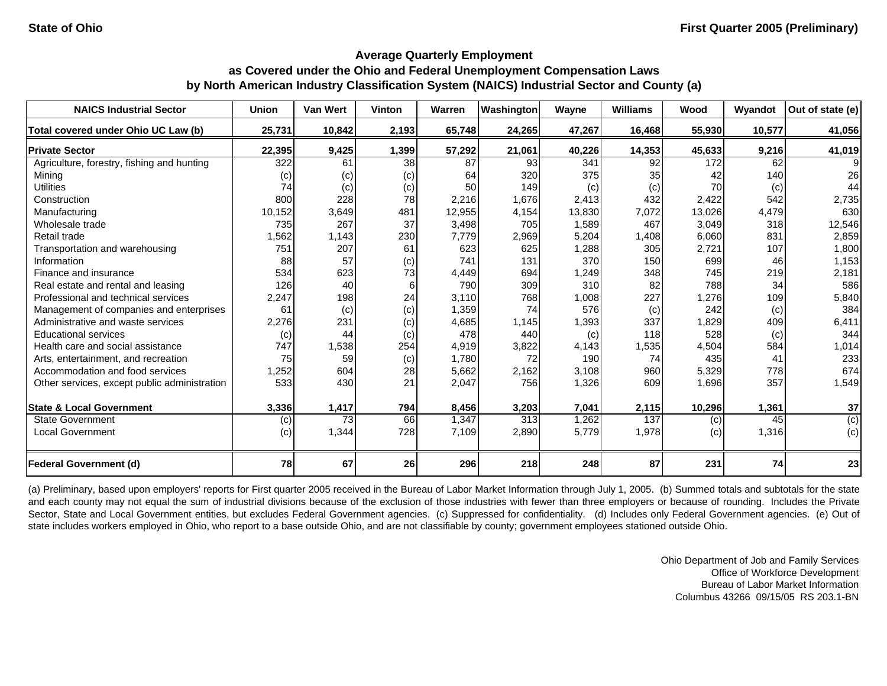State of Ohio

First Quarter 2005 (Preliminary)

## Average Quarterly Employment
## as Covered under the Ohio and Federal Unemployment Compensation Laws
## by North American Industry Classification System (NAICS) Industrial Sector and County (a)

| NAICS Industrial Sector | Union | Van Wert | Vinton | Warren | Washington | Wayne | Williams | Wood | Wyandot | Out of state (e) |
|---|---|---|---|---|---|---|---|---|---|---|
| **Total covered under Ohio UC Law (b)** | **25,731** | **10,842** | **2,193** | **65,748** | **24,265** | **47,267** | **16,468** | **55,930** | **10,577** | **41,056** |
| **Private Sector** | **22,395** | **9,425** | **1,399** | **57,292** | **21,061** | **40,226** | **14,353** | **45,633** | **9,216** | **41,019** |
| Agriculture, forestry, fishing and hunting | 322 | 61 | 38 | 87 | 93 | 341 | 92 | 172 | 62 | 9 |
| Mining | (c) | (c) | (c) | 64 | 320 | 375 | 35 | 42 | 140 | 26 |
| Utilities | 74 | (c) | (c) | 50 | 149 | (c) | (c) | 70 | (c) | 44 |
| Construction | 800 | 228 | 78 | 2,216 | 1,676 | 2,413 | 432 | 2,422 | 542 | 2,735 |
| Manufacturing | 10,152 | 3,649 | 481 | 12,955 | 4,154 | 13,830 | 7,072 | 13,026 | 4,479 | 630 |
| Wholesale trade | 735 | 267 | 37 | 3,498 | 705 | 1,589 | 467 | 3,049 | 318 | 12,546 |
| Retail trade | 1,562 | 1,143 | 230 | 7,779 | 2,969 | 5,204 | 1,408 | 6,060 | 831 | 2,859 |
| Transportation and warehousing | 751 | 207 | 61 | 623 | 625 | 1,288 | 305 | 2,721 | 107 | 1,800 |
| Information | 88 | 57 | (c) | 741 | 131 | 370 | 150 | 699 | 46 | 1,153 |
| Finance and insurance | 534 | 623 | 73 | 4,449 | 694 | 1,249 | 348 | 745 | 219 | 2,181 |
| Real estate and rental and leasing | 126 | 40 | 6 | 790 | 309 | 310 | 82 | 788 | 34 | 586 |
| Professional and technical services | 2,247 | 198 | 24 | 3,110 | 768 | 1,008 | 227 | 1,276 | 109 | 5,840 |
| Management of companies and enterprises | 61 | (c) | (c) | 1,359 | 74 | 576 | (c) | 242 | (c) | 384 |
| Administrative and waste services | 2,276 | 231 | (c) | 4,685 | 1,145 | 1,393 | 337 | 1,829 | 409 | 6,411 |
| Educational services | (c) | 44 | (c) | 478 | 440 | (c) | 118 | 528 | (c) | 344 |
| Health care and social assistance | 747 | 1,538 | 254 | 4,919 | 3,822 | 4,143 | 1,535 | 4,504 | 584 | 1,014 |
| Arts, entertainment, and recreation | 75 | 59 | (c) | 1,780 | 72 | 190 | 74 | 435 | 41 | 233 |
| Accommodation and food services | 1,252 | 604 | 28 | 5,662 | 2,162 | 3,108 | 960 | 5,329 | 778 | 674 |
| Other services, except public administration | 533 | 430 | 21 | 2,047 | 756 | 1,326 | 609 | 1,696 | 357 | 1,549 |
| **State & Local Government** | **3,336** | **1,417** | **794** | **8,456** | **3,203** | **7,041** | **2,115** | **10,296** | **1,361** | **37** |
| State Government | (c) | 73 | 66 | 1,347 | 313 | 1,262 | 137 | (c) | 45 | (c) |
| Local Government | (c) | 1,344 | 728 | 7,109 | 2,890 | 5,779 | 1,978 | (c) | 1,316 | (c) |
| **Federal Government (d)** | **78** | **67** | **26** | **296** | **218** | **248** | **87** | **231** | **74** | **23** |

(a) Preliminary, based upon employers' reports for First quarter 2005 received in the Bureau of Labor Market Information through July 1, 2005. (b) Summed totals and subtotals for the state and each county may not equal the sum of industrial divisions because of the exclusion of those industries with fewer than three employers or because of rounding. Includes the Private Sector, State and Local Government entities, but excludes Federal Government agencies. (c) Suppressed for confidentiality. (d) Includes only Federal Government agencies. (e) Out of state includes workers employed in Ohio, who report to a base outside Ohio, and are not classifiable by county; government employees stationed outside Ohio.

Ohio Department of Job and Family Services
Office of Workforce Development
Bureau of Labor Market Information
Columbus 43266 09/15/05 RS 203.1-BN